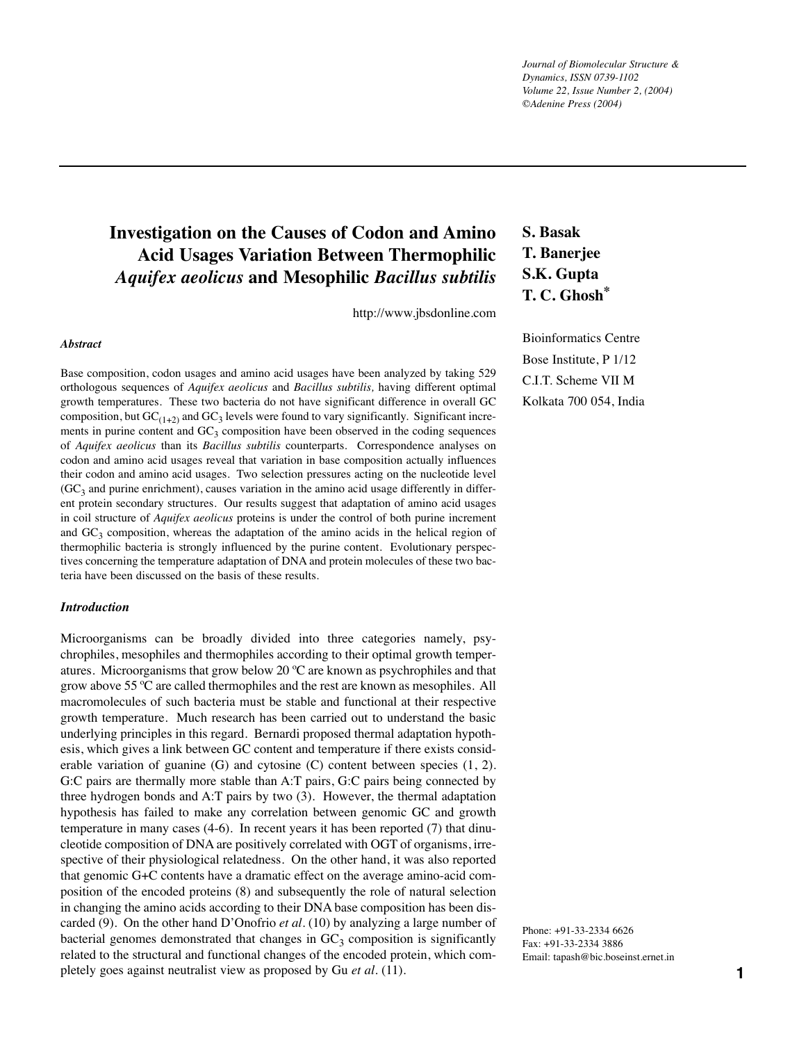# Investigation on the Causes of Codon and Amino Acid Usages Variation Between Thermophilic *Aquifex aeolicus* and Mesophilic *Bacillus subtilis*

http://www.jbsdonline.com

**S. Basak**
**T. Banerjee**
**S.K. Gupta**
**T. C. Ghosh***

Bioinformatics Centre
Bose Institute, P 1/12
C.I.T. Scheme VII M
Kolkata 700 054, India

### *Abstract*

Base composition, codon usages and amino acid usages have been analyzed by taking 529 orthologous sequences of *Aquifex aeolicus* and *Bacillus subtilis,* having different optimal growth temperatures. These two bacteria do not have significant difference in overall GC composition, but $GC_{(1+2)}$ and $GC_3$ levels were found to vary significantly. Significant increments in purine content and $GC_3$ composition have been observed in the coding sequences of *Aquifex aeolicus* than its *Bacillus subtilis* counterparts. Correspondence analyses on codon and amino acid usages reveal that variation in base composition actually influences their codon and amino acid usages. Two selection pressures acting on the nucleotide level ($GC_3$ and purine enrichment), causes variation in the amino acid usage differently in different protein secondary structures. Our results suggest that adaptation of amino acid usages in coil structure of *Aquifex aeolicus* proteins is under the control of both purine increment and $GC_3$ composition, whereas the adaptation of the amino acids in the helical region of thermophilic bacteria is strongly influenced by the purine content. Evolutionary perspectives concerning the temperature adaptation of DNA and protein molecules of these two bacteria have been discussed on the basis of these results.

### *Introduction*

Microorganisms can be broadly divided into three categories namely, psychrophiles, mesophiles and thermophiles according to their optimal growth temperatures. Microorganisms that grow below 20 ºC are known as psychrophiles and that grow above 55 ºC are called thermophiles and the rest are known as mesophiles. All macromolecules of such bacteria must be stable and functional at their respective growth temperature. Much research has been carried out to understand the basic underlying principles in this regard. Bernardi proposed thermal adaptation hypothesis, which gives a link between GC content and temperature if there exists considerable variation of guanine (G) and cytosine (C) content between species (1, 2). G:C pairs are thermally more stable than A:T pairs, G:C pairs being connected by three hydrogen bonds and A:T pairs by two (3). However, the thermal adaptation hypothesis has failed to make any correlation between genomic GC and growth temperature in many cases (4-6). In recent years it has been reported (7) that dinucleotide composition of DNA are positively correlated with OGT of organisms, irrespective of their physiological relatedness. On the other hand, it was also reported that genomic G+C contents have a dramatic effect on the average amino-acid composition of the encoded proteins (8) and subsequently the role of natural selection in changing the amino acids according to their DNA base composition has been discarded (9). On the other hand D'Onofrio *et al.* (10) by analyzing a large number of bacterial genomes demonstrated that changes in $GC_3$ composition is significantly related to the structural and functional changes of the encoded protein, which completely goes against neutralist view as proposed by Gu *et al.* (11).

Phone: +91-33-2334 6626
Fax: +91-33-2334 3886
Email: tapash@bic.boseinst.ernet.in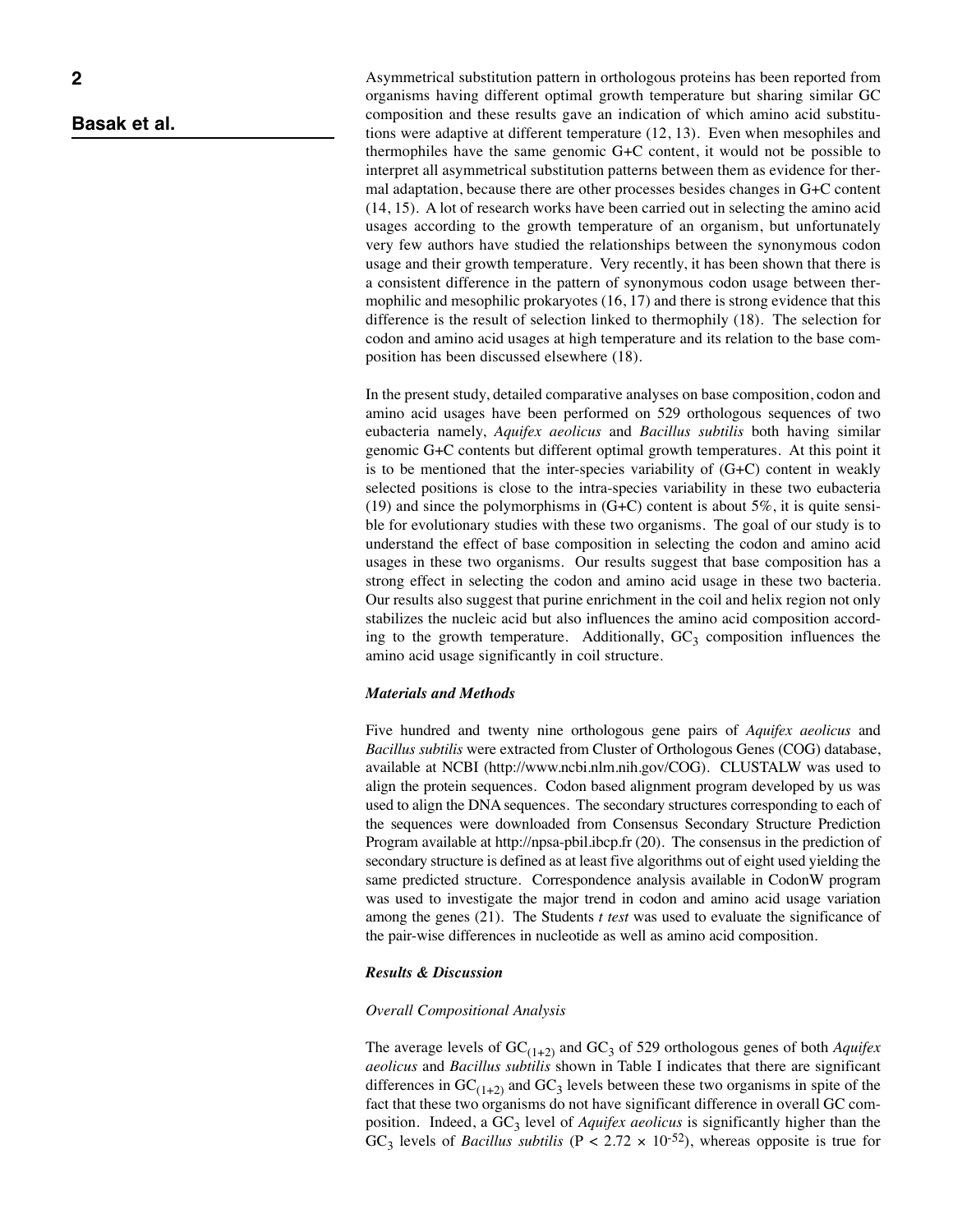Asymmetrical substitution pattern in orthologous proteins has been reported from organisms having different optimal growth temperature but sharing similar GC composition and these results gave an indication of which amino acid substitutions were adaptive at different temperature (12, 13). Even when mesophiles and thermophiles have the same genomic G+C content, it would not be possible to interpret all asymmetrical substitution patterns between them as evidence for thermal adaptation, because there are other processes besides changes in G+C content (14, 15). A lot of research works have been carried out in selecting the amino acid usages according to the growth temperature of an organism, but unfortunately very few authors have studied the relationships between the synonymous codon usage and their growth temperature. Very recently, it has been shown that there is a consistent difference in the pattern of synonymous codon usage between thermophilic and mesophilic prokaryotes (16, 17) and there is strong evidence that this difference is the result of selection linked to thermophily (18). The selection for codon and amino acid usages at high temperature and its relation to the base composition has been discussed elsewhere (18).

In the present study, detailed comparative analyses on base composition, codon and amino acid usages have been performed on 529 orthologous sequences of two eubacteria namely, *Aquifex aeolicus* and *Bacillus subtilis* both having similar genomic G+C contents but different optimal growth temperatures. At this point it is to be mentioned that the inter-species variability of (G+C) content in weakly selected positions is close to the intra-species variability in these two eubacteria (19) and since the polymorphisms in (G+C) content is about 5%, it is quite sensible for evolutionary studies with these two organisms. The goal of our study is to understand the effect of base composition in selecting the codon and amino acid usages in these two organisms. Our results suggest that base composition has a strong effect in selecting the codon and amino acid usage in these two bacteria. Our results also suggest that purine enrichment in the coil and helix region not only stabilizes the nucleic acid but also influences the amino acid composition according to the growth temperature. Additionally, $GC_3$ composition influences the amino acid usage significantly in coil structure.

### *Materials and Methods*

Five hundred and twenty nine orthologous gene pairs of *Aquifex aeolicus* and *Bacillus subtilis* were extracted from Cluster of Orthologous Genes (COG) database, available at NCBI (http://www.ncbi.nlm.nih.gov/COG). CLUSTALW was used to align the protein sequences. Codon based alignment program developed by us was used to align the DNA sequences. The secondary structures corresponding to each of the sequences were downloaded from Consensus Secondary Structure Prediction Program available at http://npsa-pbil.ibcp.fr (20). The consensus in the prediction of secondary structure is defined as at least five algorithms out of eight used yielding the same predicted structure. Correspondence analysis available in CodonW program was used to investigate the major trend in codon and amino acid usage variation among the genes (21). The Students *t test* was used to evaluate the significance of the pair-wise differences in nucleotide as well as amino acid composition.

### *Results & Discussion*

#### *Overall Compositional Analysis*

The average levels of $GC_{(1+2)}$ and $GC_3$ of 529 orthologous genes of both *Aquifex aeolicus* and *Bacillus subtilis* shown in Table I indicates that there are significant differences in $GC_{(1+2)}$ and $GC_3$ levels between these two organisms in spite of the fact that these two organisms do not have significant difference in overall GC composition. Indeed, a $GC_3$ level of *Aquifex aeolicus* is significantly higher than the $GC_3$ levels of *Bacillus subtilis* ($P < 2.72 \times 10^{-52}$), whereas opposite is true for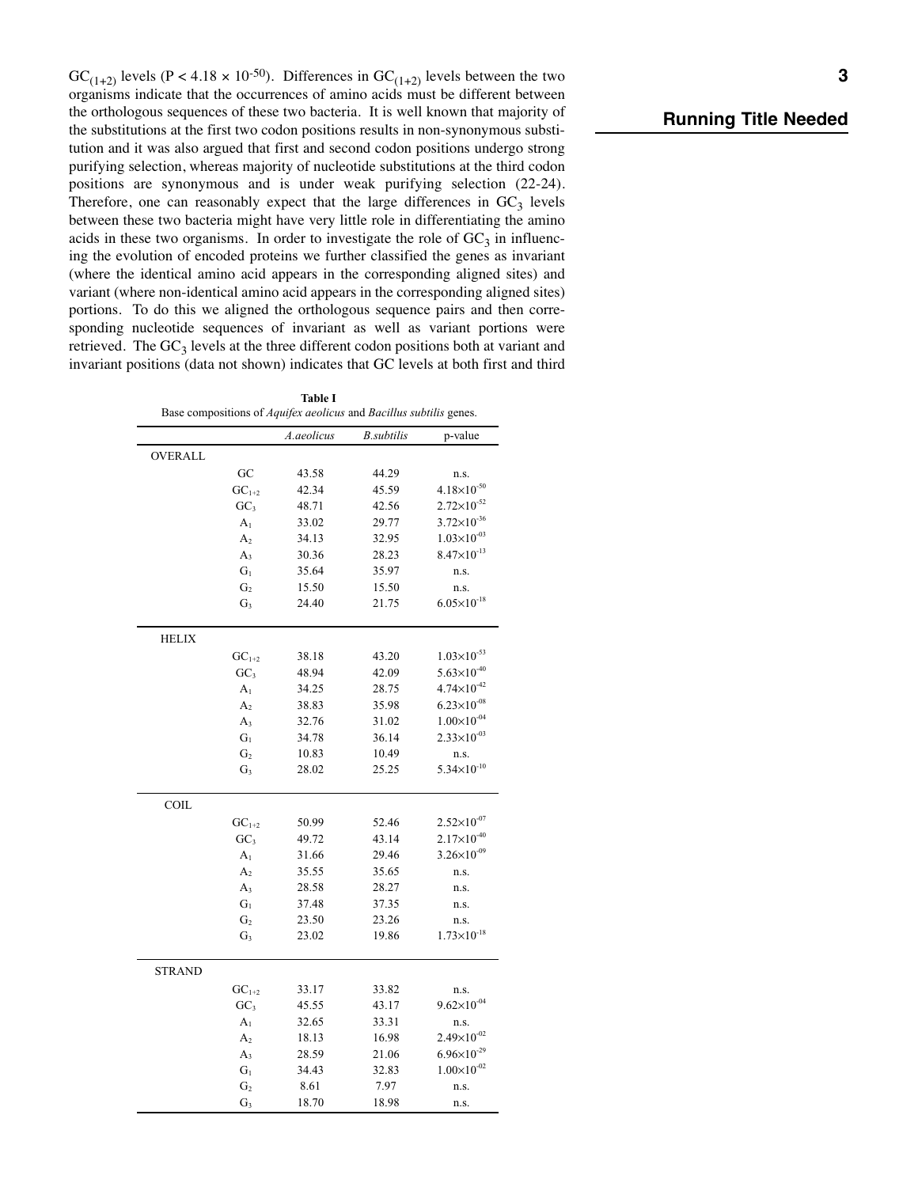$GC_{(1+2)}$ levels ($P < 4.18 \times 10^{-50}$). Differences in $GC_{(1+2)}$ levels between the two organisms indicate that the occurrences of amino acids must be different between the orthologous sequences of these two bacteria. It is well known that majority of the substitutions at the first two codon positions results in non-synonymous substitution and it was also argued that first and second codon positions undergo strong purifying selection, whereas majority of nucleotide substitutions at the third codon positions are synonymous and is under weak purifying selection (22-24). Therefore, one can reasonably expect that the large differences in $GC_3$ levels between these two bacteria might have very little role in differentiating the amino acids in these two organisms. In order to investigate the role of $GC_3$ in influencing the evolution of encoded proteins we further classified the genes as invariant (where the identical amino acid appears in the corresponding aligned sites) and variant (where non-identical amino acid appears in the corresponding aligned sites) portions. To do this we aligned the orthologous sequence pairs and then corresponding nucleotide sequences of invariant as well as variant portions were retrieved. The $GC_3$ levels at the three different codon positions both at variant and invariant positions (data not shown) indicates that GC levels at both first and third

**Table I**
Base compositions of *Aquifex aeolicus* and *Bacillus subtilis* genes.

| | | *A.aeolicus* | *B.subtilis* | p-value |
|---|---|---|---|---|
| OVERALL | | | | |
| | GC | 43.58 | 44.29 | n.s. |
| | $GC_{1+2}$ | 42.34 | 45.59 | $4.18 \times 10^{-50}$ |
| | $GC_3$ | 48.71 | 42.56 | $2.72 \times 10^{-52}$ |
| | $A_1$ | 33.02 | 29.77 | $3.72 \times 10^{-36}$ |
| | $A_2$ | 34.13 | 32.95 | $1.03 \times 10^{-03}$ |
| | $A_3$ | 30.36 | 28.23 | $8.47 \times 10^{-13}$ |
| | $G_1$ | 35.64 | 35.97 | n.s. |
| | $G_2$ | 15.50 | 15.50 | n.s. |
| | $G_3$ | 24.40 | 21.75 | $6.05 \times 10^{-18}$ |
| HELIX | | | | |
| | $GC_{1+2}$ | 38.18 | 43.20 | $1.03 \times 10^{-53}$ |
| | $GC_3$ | 48.94 | 42.09 | $5.63 \times 10^{-40}$ |
| | $A_1$ | 34.25 | 28.75 | $4.74 \times 10^{-42}$ |
| | $A_2$ | 38.83 | 35.98 | $6.23 \times 10^{-08}$ |
| | $A_3$ | 32.76 | 31.02 | $1.00 \times 10^{-04}$ |
| | $G_1$ | 34.78 | 36.14 | $2.33 \times 10^{-03}$ |
| | $G_2$ | 10.83 | 10.49 | n.s. |
| | $G_3$ | 28.02 | 25.25 | $5.34 \times 10^{-10}$ |
| COIL | | | | |
| | $GC_{1+2}$ | 50.99 | 52.46 | $2.52 \times 10^{-07}$ |
| | $GC_3$ | 49.72 | 43.14 | $2.17 \times 10^{-40}$ |
| | $A_1$ | 31.66 | 29.46 | $3.26 \times 10^{-09}$ |
| | $A_2$ | 35.55 | 35.65 | n.s. |
| | $A_3$ | 28.58 | 28.27 | n.s. |
| | $G_1$ | 37.48 | 37.35 | n.s. |
| | $G_2$ | 23.50 | 23.26 | n.s. |
| | $G_3$ | 23.02 | 19.86 | $1.73 \times 10^{-18}$ |
| STRAND | | | | |
| | $GC_{1+2}$ | 33.17 | 33.82 | n.s. |
| | $GC_3$ | 45.55 | 43.17 | $9.62 \times 10^{-04}$ |
| | $A_1$ | 32.65 | 33.31 | n.s. |
| | $A_2$ | 18.13 | 16.98 | $2.49 \times 10^{-02}$ |
| | $A_3$ | 28.59 | 21.06 | $6.96 \times 10^{-29}$ |
| | $G_1$ | 34.43 | 32.83 | $1.00 \times 10^{-02}$ |
| | $G_2$ | 8.61 | 7.97 | n.s. |
| | $G_3$ | 18.70 | 18.98 | n.s. |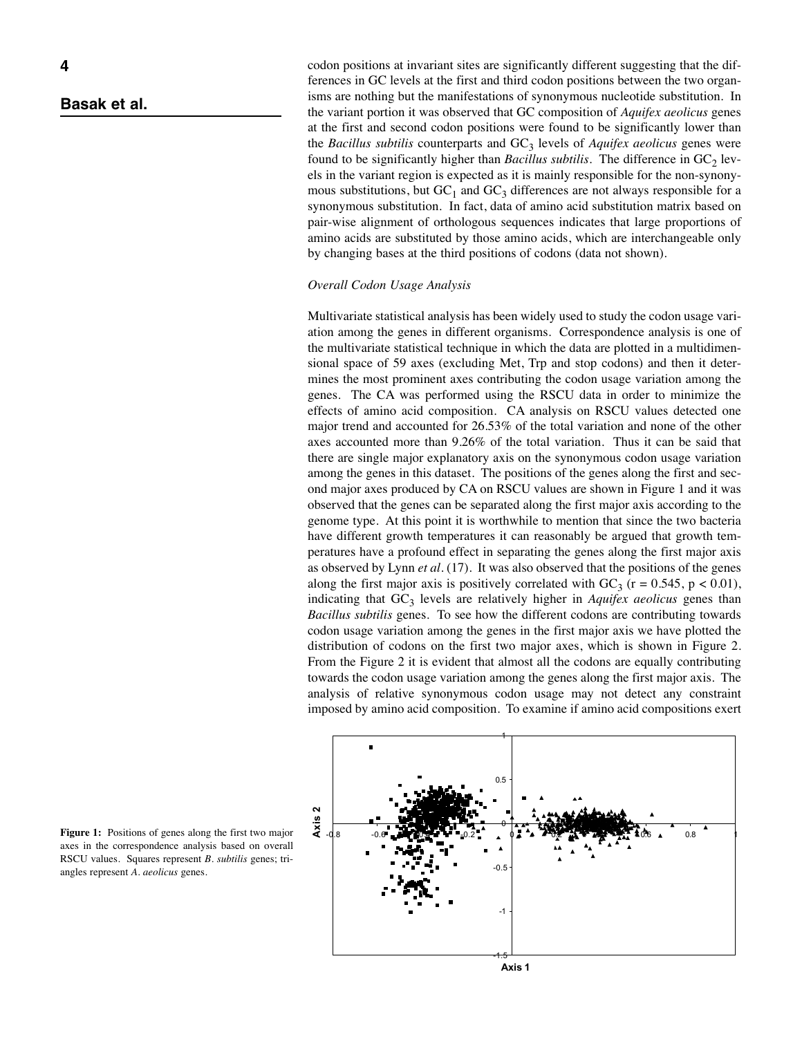codon positions at invariant sites are significantly different suggesting that the differences in GC levels at the first and third codon positions between the two organisms are nothing but the manifestations of synonymous nucleotide substitution. In the variant portion it was observed that GC composition of *Aquifex aeolicus* genes at the first and second codon positions were found to be significantly lower than the *Bacillus subtilis* counterparts and $GC_3$ levels of *Aquifex aeolicus* genes were found to be significantly higher than *Bacillus subtilis*. The difference in $GC_2$ levels in the variant region is expected as it is mainly responsible for the non-synonymous substitutions, but $GC_1$ and $GC_3$ differences are not always responsible for a synonymous substitution. In fact, data of amino acid substitution matrix based on pair-wise alignment of orthologous sequences indicates that large proportions of amino acids are substituted by those amino acids, which are interchangeable only by changing bases at the third positions of codons (data not shown).

### *Overall Codon Usage Analysis*

Multivariate statistical analysis has been widely used to study the codon usage variation among the genes in different organisms. Correspondence analysis is one of the multivariate statistical technique in which the data are plotted in a multidimensional space of 59 axes (excluding Met, Trp and stop codons) and then it determines the most prominent axes contributing the codon usage variation among the genes. The CA was performed using the RSCU data in order to minimize the effects of amino acid composition. CA analysis on RSCU values detected one major trend and accounted for 26.53% of the total variation and none of the other axes accounted more than 9.26% of the total variation. Thus it can be said that there are single major explanatory axis on the synonymous codon usage variation among the genes in this dataset. The positions of the genes along the first and second major axes produced by CA on RSCU values are shown in Figure 1 and it was observed that the genes can be separated along the first major axis according to the genome type. At this point it is worthwhile to mention that since the two bacteria have different growth temperatures it can reasonably be argued that growth temperatures have a profound effect in separating the genes along the first major axis as observed by Lynn *et al*. (17). It was also observed that the positions of the genes along the first major axis is positively correlated with $GC_3$ ($r = 0.545$, $p < 0.01$), indicating that $GC_3$ levels are relatively higher in *Aquifex aeolicus* genes than *Bacillus subtilis* genes. To see how the different codons are contributing towards codon usage variation among the genes in the first major axis we have plotted the distribution of codons on the first two major axes, which is shown in Figure 2. From the Figure 2 it is evident that almost all the codons are equally contributing towards the codon usage variation among the genes along the first major axis. The analysis of relative synonymous codon usage may not detect any constraint imposed by amino acid composition. To examine if amino acid compositions exert

**Figure 1:** Positions of genes along the first two major axes in the correspondence analysis based on overall RSCU values. Squares represent *B. subtilis* genes; triangles represent *A. aeolicus* genes.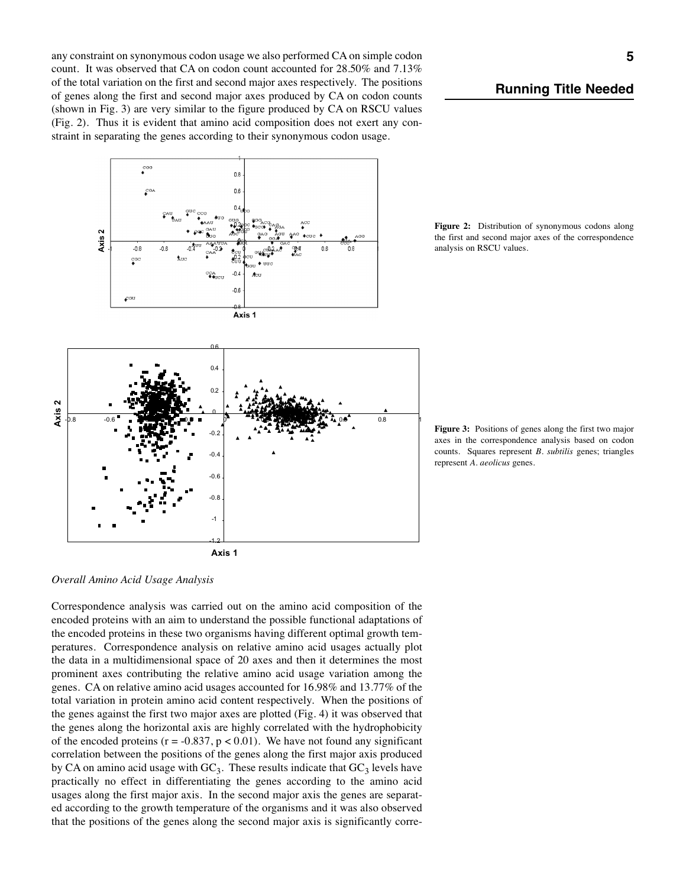any constraint on synonymous codon usage we also performed CA on simple codon count. It was observed that CA on codon count accounted for 28.50% and 7.13% of the total variation on the first and second major axes respectively. The positions of genes along the first and second major axes produced by CA on codon counts (shown in Fig. 3) are very similar to the figure produced by CA on RSCU values (Fig. 2). Thus it is evident that amino acid composition does not exert any constraint in separating the genes according to their synonymous codon usage.

**Figure 2:** Distribution of synonymous codons along the first and second major axes of the correspondence analysis on RSCU values.

**Figure 3:** Positions of genes along the first two major axes in the correspondence analysis based on codon counts. Squares represent *B. subtilis* genes; triangles represent *A. aeolicus* genes.

*Overall Amino Acid Usage Analysis*

Correspondence analysis was carried out on the amino acid composition of the encoded proteins with an aim to understand the possible functional adaptations of the encoded proteins in these two organisms having different optimal growth temperatures. Correspondence analysis on relative amino acid usages actually plot the data in a multidimensional space of 20 axes and then it determines the most prominent axes contributing the relative amino acid usage variation among the genes. CA on relative amino acid usages accounted for 16.98% and 13.77% of the total variation in protein amino acid content respectively. When the positions of the genes against the first two major axes are plotted (Fig. 4) it was observed that the genes along the horizontal axis are highly correlated with the hydrophobicity of the encoded proteins ($r = -0.837$, $p < 0.01$). We have not found any significant correlation between the positions of the genes along the first major axis produced by CA on amino acid usage with $GC_3$. These results indicate that $GC_3$ levels have practically no effect in differentiating the genes according to the amino acid usages along the first major axis. In the second major axis the genes are separated according to the growth temperature of the organisms and it was also observed that the positions of the genes along the second major axis is significantly corre-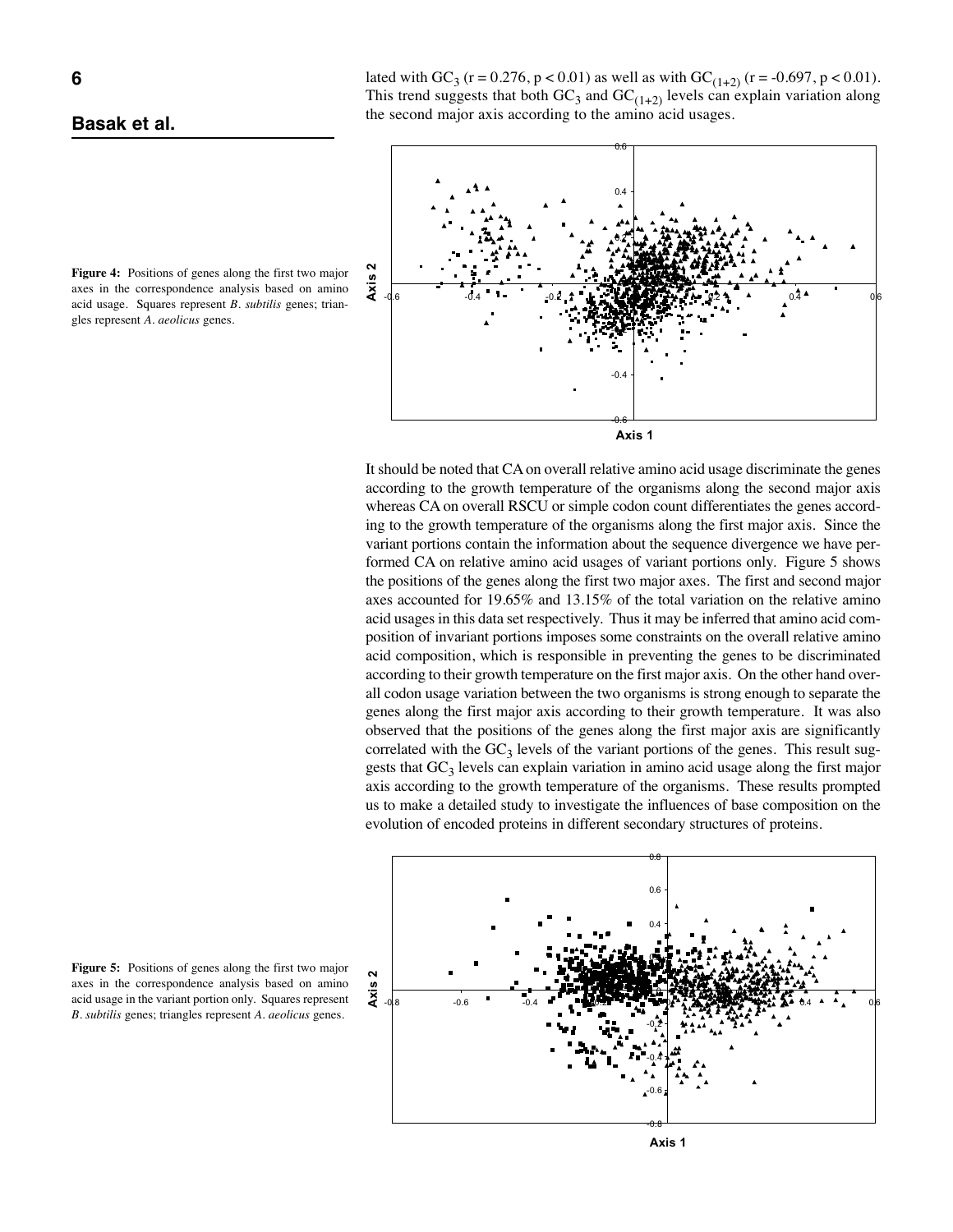lated with $GC_3$ ($r = 0.276$, $p < 0.01$) as well as with $GC_{(1+2)}$ ($r = -0.697$, $p < 0.01$). This trend suggests that both $GC_3$ and $GC_{(1+2)}$ levels can explain variation along the second major axis according to the amino acid usages.

**Figure 4:** Positions of genes along the first two major axes in the correspondence analysis based on amino acid usage. Squares represent *B. subtilis* genes; triangles represent *A. aeolicus* genes.

It should be noted that CA on overall relative amino acid usage discriminate the genes according to the growth temperature of the organisms along the second major axis whereas CA on overall RSCU or simple codon count differentiates the genes according to the growth temperature of the organisms along the first major axis. Since the variant portions contain the information about the sequence divergence we have performed CA on relative amino acid usages of variant portions only. Figure 5 shows the positions of the genes along the first two major axes. The first and second major axes accounted for 19.65% and 13.15% of the total variation on the relative amino acid usages in this data set respectively. Thus it may be inferred that amino acid composition of invariant portions imposes some constraints on the overall relative amino acid composition, which is responsible in preventing the genes to be discriminated according to their growth temperature on the first major axis. On the other hand overall codon usage variation between the two organisms is strong enough to separate the genes along the first major axis according to their growth temperature. It was also observed that the positions of the genes along the first major axis are significantly correlated with the $GC_3$ levels of the variant portions of the genes. This result suggests that $GC_3$ levels can explain variation in amino acid usage along the first major axis according to the growth temperature of the organisms. These results prompted us to make a detailed study to investigate the influences of base composition on the evolution of encoded proteins in different secondary structures of proteins.

**Figure 5:** Positions of genes along the first two major axes in the correspondence analysis based on amino acid usage in the variant portion only. Squares represent *B. subtilis* genes; triangles represent *A. aeolicus* genes.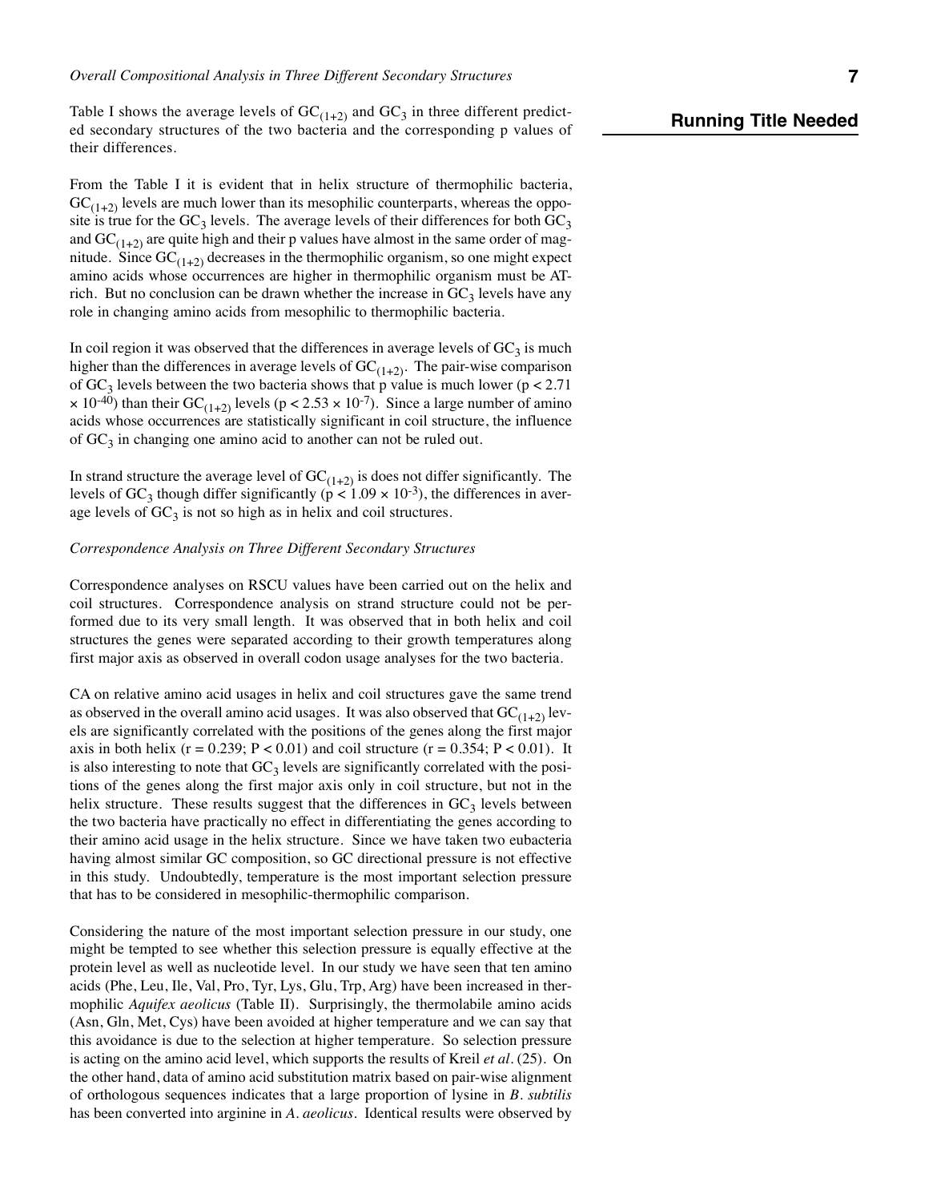*Overall Compositional Analysis in Three Different Secondary Structures*

Table I shows the average levels of $GC_{(1+2)}$ and $GC_3$ in three different predicted secondary structures of the two bacteria and the corresponding p values of their differences.

From the Table I it is evident that in helix structure of thermophilic bacteria, $GC_{(1+2)}$ levels are much lower than its mesophilic counterparts, whereas the opposite is true for the $GC_3$ levels. The average levels of their differences for both $GC_3$ and $GC_{(1+2)}$ are quite high and their p values have almost in the same order of magnitude. Since $GC_{(1+2)}$ decreases in the thermophilic organism, so one might expect amino acids whose occurrences are higher in thermophilic organism must be AT-rich. But no conclusion can be drawn whether the increase in $GC_3$ levels have any role in changing amino acids from mesophilic to thermophilic bacteria.

In coil region it was observed that the differences in average levels of $GC_3$ is much higher than the differences in average levels of $GC_{(1+2)}$. The pair-wise comparison of $GC_3$ levels between the two bacteria shows that p value is much lower ($p < 2.71 \times 10^{-40}$) than their $GC_{(1+2)}$ levels ($p < 2.53 \times 10^{-7}$). Since a large number of amino acids whose occurrences are statistically significant in coil structure, the influence of $GC_3$ in changing one amino acid to another can not be ruled out.

In strand structure the average level of $GC_{(1+2)}$ is does not differ significantly. The levels of $GC_3$ though differ significantly ($p < 1.09 \times 10^{-3}$), the differences in average levels of $GC_3$ is not so high as in helix and coil structures.

*Correspondence Analysis on Three Different Secondary Structures*

Correspondence analyses on RSCU values have been carried out on the helix and coil structures. Correspondence analysis on strand structure could not be performed due to its very small length. It was observed that in both helix and coil structures the genes were separated according to their growth temperatures along first major axis as observed in overall codon usage analyses for the two bacteria.

CA on relative amino acid usages in helix and coil structures gave the same trend as observed in the overall amino acid usages. It was also observed that $GC_{(1+2)}$ levels are significantly correlated with the positions of the genes along the first major axis in both helix ($r = 0.239$; $P < 0.01$) and coil structure ($r = 0.354$; $P < 0.01$). It is also interesting to note that $GC_3$ levels are significantly correlated with the positions of the genes along the first major axis only in coil structure, but not in the helix structure. These results suggest that the differences in $GC_3$ levels between the two bacteria have practically no effect in differentiating the genes according to their amino acid usage in the helix structure. Since we have taken two eubacteria having almost similar GC composition, so GC directional pressure is not effective in this study. Undoubtedly, temperature is the most important selection pressure that has to be considered in mesophilic-thermophilic comparison.

Considering the nature of the most important selection pressure in our study, one might be tempted to see whether this selection pressure is equally effective at the protein level as well as nucleotide level. In our study we have seen that ten amino acids (Phe, Leu, Ile, Val, Pro, Tyr, Lys, Glu, Trp, Arg) have been increased in thermophilic *Aquifex aeolicus* (Table II). Surprisingly, the thermolabile amino acids (Asn, Gln, Met, Cys) have been avoided at higher temperature and we can say that this avoidance is due to the selection at higher temperature. So selection pressure is acting on the amino acid level, which supports the results of Kreil *et al.* (25). On the other hand, data of amino acid substitution matrix based on pair-wise alignment of orthologous sequences indicates that a large proportion of lysine in *B. subtilis* has been converted into arginine in *A. aeolicus*. Identical results were observed by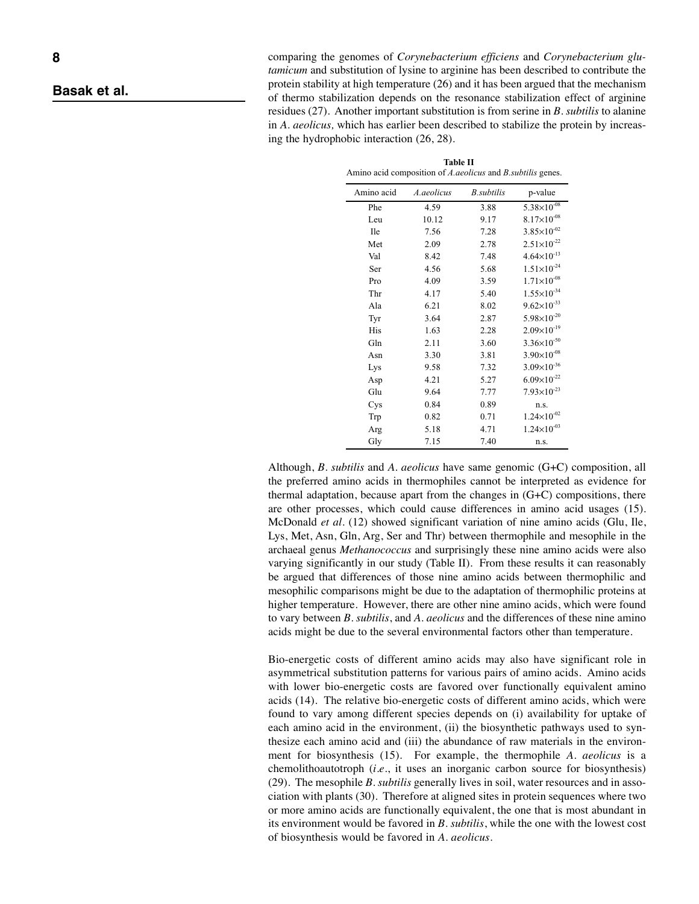comparing the genomes of *Corynebacterium efficiens* and *Corynebacterium glutamicum* and substitution of lysine to arginine has been described to contribute the protein stability at high temperature (26) and it has been argued that the mechanism of thermo stabilization depends on the resonance stabilization effect of arginine residues (27). Another important substitution is from serine in *B. subtilis* to alanine in *A. aeolicus,* which has earlier been described to stabilize the protein by increasing the hydrophobic interaction (26, 28).

**Table II**
Amino acid composition of *A.aeolicus* and *B.subtilis* genes.

| Amino acid | *A.aeolicus* | *B.subtilis* | p-value |
|---|---|---|---|
| Phe | 4.59 | 3.88 | $5.38{\times}10^{-08}$ |
| Leu | 10.12 | 9.17 | $8.17{\times}10^{-08}$ |
| Ile | 7.56 | 7.28 | $3.85{\times}10^{-02}$ |
| Met | 2.09 | 2.78 | $2.51{\times}10^{-22}$ |
| Val | 8.42 | 7.48 | $4.64{\times}10^{-13}$ |
| Ser | 4.56 | 5.68 | $1.51{\times}10^{-24}$ |
| Pro | 4.09 | 3.59 | $1.71{\times}10^{-08}$ |
| Thr | 4.17 | 5.40 | $1.55{\times}10^{-34}$ |
| Ala | 6.21 | 8.02 | $9.62{\times}10^{-33}$ |
| Tyr | 3.64 | 2.87 | $5.98{\times}10^{-20}$ |
| His | 1.63 | 2.28 | $2.09{\times}10^{-19}$ |
| Gln | 2.11 | 3.60 | $3.36{\times}10^{-50}$ |
| Asn | 3.30 | 3.81 | $3.90{\times}10^{-08}$ |
| Lys | 9.58 | 7.32 | $3.09{\times}10^{-36}$ |
| Asp | 4.21 | 5.27 | $6.09{\times}10^{-22}$ |
| Glu | 9.64 | 7.77 | $7.93{\times}10^{-23}$ |
| Cys | 0.84 | 0.89 | n.s. |
| Trp | 0.82 | 0.71 | $1.24{\times}10^{-02}$ |
| Arg | 5.18 | 4.71 | $1.24{\times}10^{-03}$ |
| Gly | 7.15 | 7.40 | n.s. |

Although, *B. subtilis* and *A. aeolicus* have same genomic (G+C) composition, all the preferred amino acids in thermophiles cannot be interpreted as evidence for thermal adaptation, because apart from the changes in (G+C) compositions, there are other processes, which could cause differences in amino acid usages (15). McDonald *et al*. (12) showed significant variation of nine amino acids (Glu, Ile, Lys, Met, Asn, Gln, Arg, Ser and Thr) between thermophile and mesophile in the archaeal genus *Methanococcus* and surprisingly these nine amino acids were also varying significantly in our study (Table II). From these results it can reasonably be argued that differences of those nine amino acids between thermophilic and mesophilic comparisons might be due to the adaptation of thermophilic proteins at higher temperature. However, there are other nine amino acids, which were found to vary between *B. subtilis*, and *A. aeolicus* and the differences of these nine amino acids might be due to the several environmental factors other than temperature.

Bio-energetic costs of different amino acids may also have significant role in asymmetrical substitution patterns for various pairs of amino acids. Amino acids with lower bio-energetic costs are favored over functionally equivalent amino acids (14). The relative bio-energetic costs of different amino acids, which were found to vary among different species depends on (i) availability for uptake of each amino acid in the environment, (ii) the biosynthetic pathways used to synthesize each amino acid and (iii) the abundance of raw materials in the environment for biosynthesis (15). For example, the thermophile *A. aeolicus* is a chemolithoautotroph (*i.e*., it uses an inorganic carbon source for biosynthesis) (29). The mesophile *B. subtilis* generally lives in soil, water resources and in association with plants (30). Therefore at aligned sites in protein sequences where two or more amino acids are functionally equivalent, the one that is most abundant in its environment would be favored in *B. subtilis*, while the one with the lowest cost of biosynthesis would be favored in *A. aeolicus*.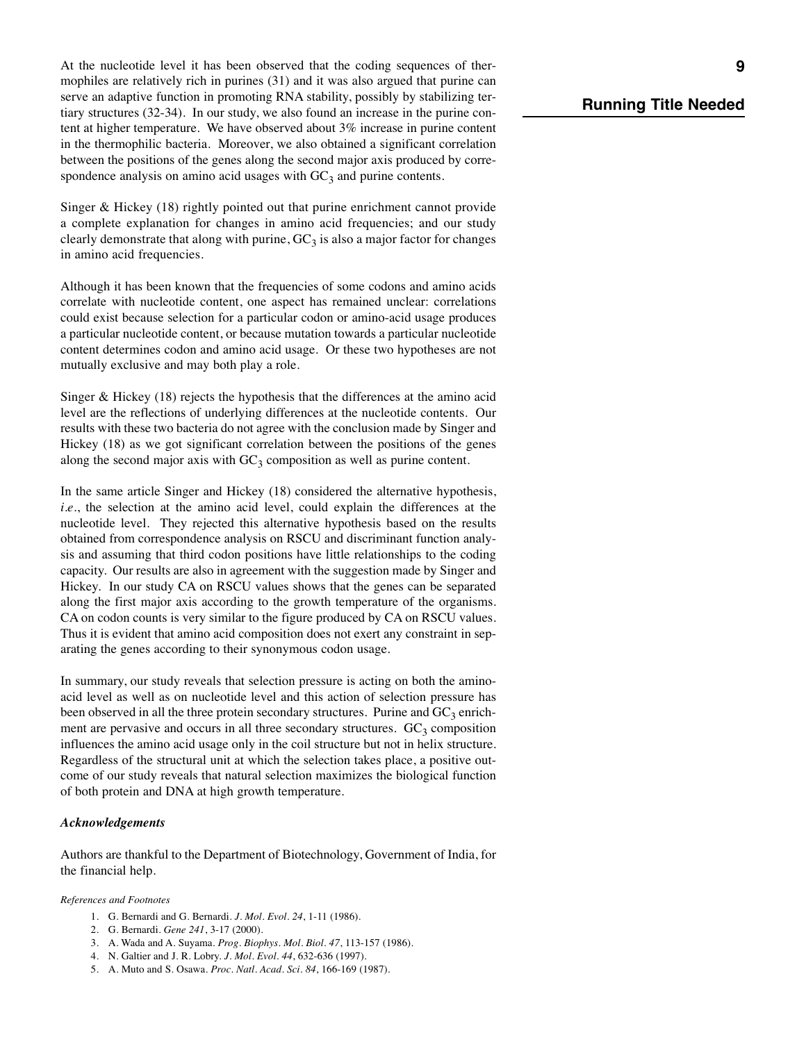At the nucleotide level it has been observed that the coding sequences of thermophiles are relatively rich in purines (31) and it was also argued that purine can serve an adaptive function in promoting RNA stability, possibly by stabilizing tertiary structures (32-34). In our study, we also found an increase in the purine content at higher temperature. We have observed about 3% increase in purine content in the thermophilic bacteria. Moreover, we also obtained a significant correlation between the positions of the genes along the second major axis produced by correspondence analysis on amino acid usages with $GC_3$ and purine contents.

Singer & Hickey (18) rightly pointed out that purine enrichment cannot provide a complete explanation for changes in amino acid frequencies; and our study clearly demonstrate that along with purine, $GC_3$ is also a major factor for changes in amino acid frequencies.

Although it has been known that the frequencies of some codons and amino acids correlate with nucleotide content, one aspect has remained unclear: correlations could exist because selection for a particular codon or amino-acid usage produces a particular nucleotide content, or because mutation towards a particular nucleotide content determines codon and amino acid usage. Or these two hypotheses are not mutually exclusive and may both play a role.

Singer & Hickey (18) rejects the hypothesis that the differences at the amino acid level are the reflections of underlying differences at the nucleotide contents. Our results with these two bacteria do not agree with the conclusion made by Singer and Hickey (18) as we got significant correlation between the positions of the genes along the second major axis with $GC_3$ composition as well as purine content.

In the same article Singer and Hickey (18) considered the alternative hypothesis, *i.e.*, the selection at the amino acid level, could explain the differences at the nucleotide level. They rejected this alternative hypothesis based on the results obtained from correspondence analysis on RSCU and discriminant function analysis and assuming that third codon positions have little relationships to the coding capacity. Our results are also in agreement with the suggestion made by Singer and Hickey. In our study CA on RSCU values shows that the genes can be separated along the first major axis according to the growth temperature of the organisms. CA on codon counts is very similar to the figure produced by CA on RSCU values. Thus it is evident that amino acid composition does not exert any constraint in separating the genes according to their synonymous codon usage.

In summary, our study reveals that selection pressure is acting on both the amino-acid level as well as on nucleotide level and this action of selection pressure has been observed in all the three protein secondary structures. Purine and $GC_3$ enrichment are pervasive and occurs in all three secondary structures. $GC_3$ composition influences the amino acid usage only in the coil structure but not in helix structure. Regardless of the structural unit at which the selection takes place, a positive outcome of our study reveals that natural selection maximizes the biological function of both protein and DNA at high growth temperature.

### *Acknowledgements*

Authors are thankful to the Department of Biotechnology, Government of India, for the financial help.

*References and Footnotes*

1. G. Bernardi and G. Bernardi. *J. Mol. Evol. 24*, 1-11 (1986).
2. G. Bernardi. *Gene 241*, 3-17 (2000).
3. A. Wada and A. Suyama. *Prog. Biophys. Mol. Biol. 47*, 113-157 (1986).
4. N. Galtier and J. R. Lobry. *J. Mol. Evol. 44*, 632-636 (1997).
5. A. Muto and S. Osawa. *Proc. Natl. Acad. Sci. 84*, 166-169 (1987).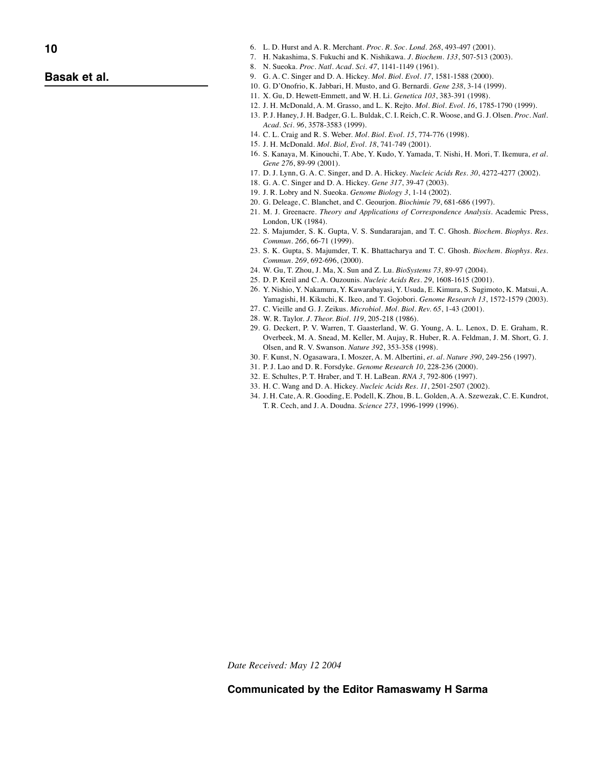6. L. D. Hurst and A. R. Merchant. *Proc. R. Soc. Lond. 268*, 493-497 (2001).
7. H. Nakashima, S. Fukuchi and K. Nishikawa. *J. Biochem. 133*, 507-513 (2003).
8. N. Sueoka. *Proc. Natl. Acad. Sci. 47*, 1141-1149 (1961).
9. G. A. C. Singer and D. A. Hickey. *Mol. Biol. Evol. 17*, 1581-1588 (2000).
10. G. D'Onofrio, K. Jabbari, H. Musto, and G. Bernardi. *Gene 238*, 3-14 (1999).
11. X. Gu, D. Hewett-Emmett, and W. H. Li. *Genetica 103*, 383-391 (1998).
12. J. H. McDonald, A. M. Grasso, and L. K. Rejto. *Mol. Biol. Evol. 16*, 1785-1790 (1999).
13. P. J. Haney, J. H. Badger, G. L. Buldak, C. I. Reich, C. R. Woose, and G. J. Olsen. *Proc. Natl. Acad. Sci. 96*, 3578-3583 (1999).
14. C. L. Craig and R. S. Weber. *Mol. Biol. Evol. 15*, 774-776 (1998).
15. J. H. McDonald. *Mol. Biol, Evol. 18*, 741-749 (2001).
16. S. Kanaya, M. Kinouchi, T. Abe, Y. Kudo, Y. Yamada, T. Nishi, H. Mori, T. Ikemura, *et al. Gene 276*, 89-99 (2001).
17. D. J. Lynn, G. A. C. Singer, and D. A. Hickey. *Nucleic Acids Res. 30*, 4272-4277 (2002).
18. G. A. C. Singer and D. A. Hickey. *Gene 317*, 39-47 (2003).
19. J. R. Lobry and N. Sueoka. *Genome Biology 3*, 1-14 (2002).
20. G. Deleage, C. Blanchet, and C. Geourjon. *Biochimie 79*, 681-686 (1997).
21. M. J. Greenacre. *Theory and Applications of Correspondence Analysis*. Academic Press, London, UK (1984).
22. S. Majumder, S. K. Gupta, V. S. Sundararajan, and T. C. Ghosh. *Biochem. Biophys. Res. Commun. 266*, 66-71 (1999).
23. S. K. Gupta, S. Majumder, T. K. Bhattacharya and T. C. Ghosh. *Biochem. Biophys. Res. Commun. 269*, 692-696, (2000).
24. W. Gu, T. Zhou, J. Ma, X. Sun and Z. Lu. *BioSystems 73*, 89-97 (2004).
25. D. P. Kreil and C. A. Ouzounis. *Nucleic Acids Res. 29*, 1608-1615 (2001).
26. Y. Nishio, Y. Nakamura, Y. Kawarabayasi, Y. Usuda, E. Kimura, S. Sugimoto, K. Matsui, A. Yamagishi, H. Kikuchi, K. Ikeo, and T. Gojobori. *Genome Research 13*, 1572-1579 (2003).
27. C. Vieille and G. J. Zeikus. *Microbiol. Mol. Biol. Rev. 65*, 1-43 (2001).
28. W. R. Taylor. *J. Theor. Biol. 119*, 205-218 (1986).
29. G. Deckert, P. V. Warren, T. Gaasterland, W. G. Young, A. L. Lenox, D. E. Graham, R. Overbeek, M. A. Snead, M. Keller, M. Aujay, R. Huber, R. A. Feldman, J. M. Short, G. J. Olsen, and R. V. Swanson. *Nature 392*, 353-358 (1998).
30. F. Kunst, N. Ogasawara, I. Moszer, A. M. Albertini, *et. al. Nature 390*, 249-256 (1997).
31. P. J. Lao and D. R. Forsdyke. *Genome Research 10*, 228-236 (2000).
32. E. Schultes, P. T. Hraber, and T. H. LaBean. *RNA 3*, 792-806 (1997).
33. H. C. Wang and D. A. Hickey. *Nucleic Acids Res. 11*, 2501-2507 (2002).
34. J. H. Cate, A. R. Gooding, E. Podell, K. Zhou, B. L. Golden, A. A. Szewezak, C. E. Kundrot, T. R. Cech, and J. A. Doudna. *Science 273*, 1996-1999 (1996).

*Date Received: May 12 2004*

**Communicated by the Editor Ramaswamy H Sarma**